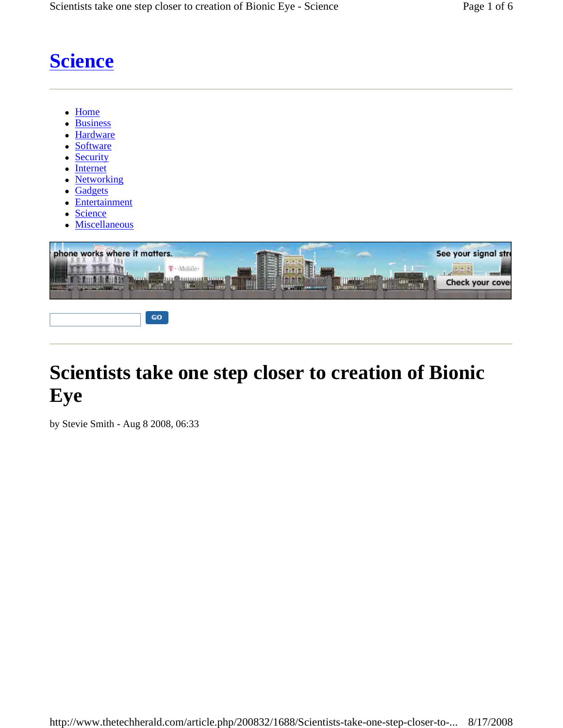# Science

- Home
- Business
- Hardware
- Software
- Security
- Internet
- Networking
- Gadgets
- Entertainment
- Science
- Miscellaneous

phone works where it matters. See your signal str Check your cove

GO

# Scientists take one step closer to creation of Bionic Eye

by Stevie Smith - Aug 8 2008, 06:33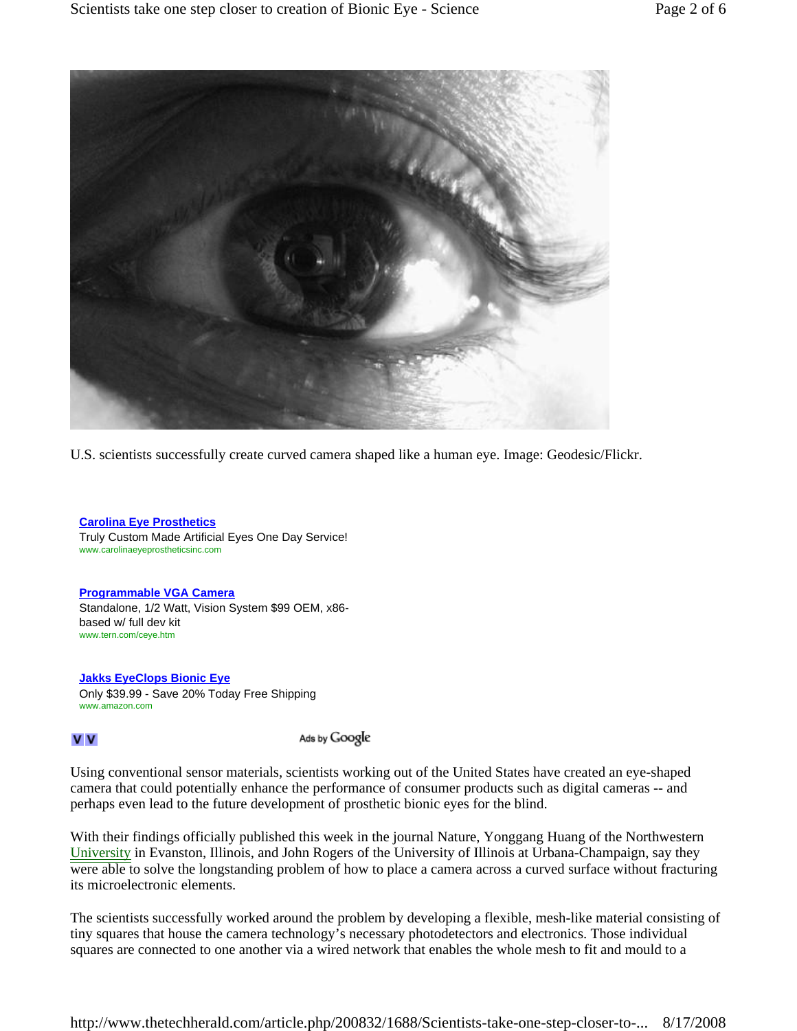U.S. scientists successfully create curved camera shaped like a human eye. Image: Geodesic/Flickr.

**Carolina Eye Prosthetics**
Truly Custom Made Artificial Eyes One Day Service!
www.carolinaeyeprostheticsinc.com

**Programmable VGA Camera**
Standalone, 1/2 Watt, Vision System $99 OEM, x86-based w/ full dev kit
www.tern.com/ceye.htm

**Jakks EyeClops Bionic Eye**
Only $39.99 - Save 20% Today Free Shipping
www.amazon.com

Ads by Google

Using conventional sensor materials, scientists working out of the United States have created an eye-shaped camera that could potentially enhance the performance of consumer products such as digital cameras -- and perhaps even lead to the future development of prosthetic bionic eyes for the blind.

With their findings officially published this week in the journal Nature, Yonggang Huang of the Northwestern University in Evanston, Illinois, and John Rogers of the University of Illinois at Urbana-Champaign, say they were able to solve the longstanding problem of how to place a camera across a curved surface without fracturing its microelectronic elements.

The scientists successfully worked around the problem by developing a flexible, mesh-like material consisting of tiny squares that house the camera technology's necessary photodetectors and electronics. Those individual squares are connected to one another via a wired network that enables the whole mesh to fit and mould to a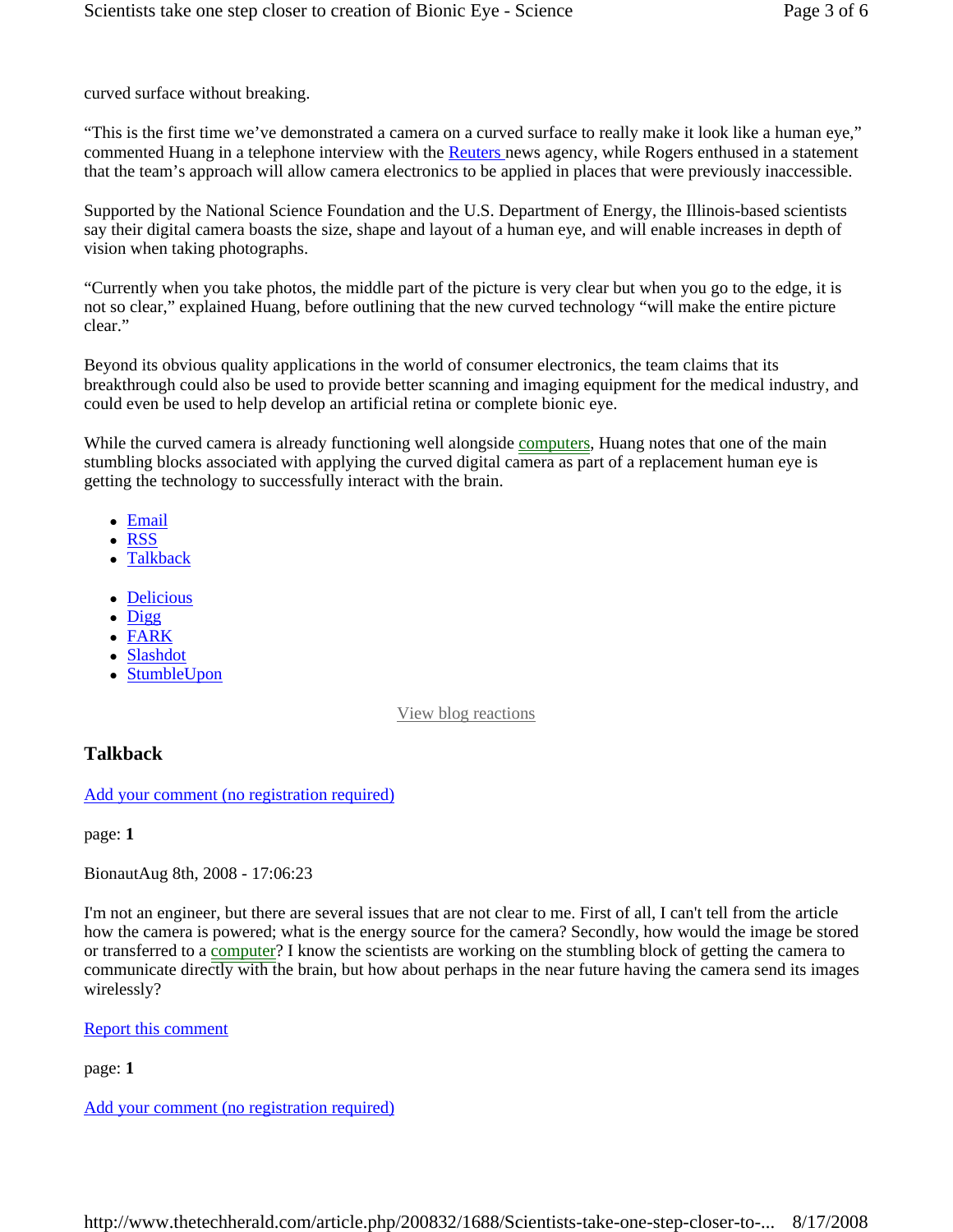curved surface without breaking.

“This is the first time we’ve demonstrated a camera on a curved surface to really make it look like a human eye,” commented Huang in a telephone interview with the Reuters news agency, while Rogers enthused in a statement that the team’s approach will allow camera electronics to be applied in places that were previously inaccessible.

Supported by the National Science Foundation and the U.S. Department of Energy, the Illinois-based scientists say their digital camera boasts the size, shape and layout of a human eye, and will enable increases in depth of vision when taking photographs.

“Currently when you take photos, the middle part of the picture is very clear but when you go to the edge, it is not so clear,” explained Huang, before outlining that the new curved technology “will make the entire picture clear.”

Beyond its obvious quality applications in the world of consumer electronics, the team claims that its breakthrough could also be used to provide better scanning and imaging equipment for the medical industry, and could even be used to help develop an artificial retina or complete bionic eye.

While the curved camera is already functioning well alongside computers, Huang notes that one of the main stumbling blocks associated with applying the curved digital camera as part of a replacement human eye is getting the technology to successfully interact with the brain.

- Email
- RSS
- Talkback

- Delicious
- Digg
- FARK
- Slashdot
- StumbleUpon

View blog reactions

### Talkback

Add your comment (no registration required)

page: **1**

BionautAug 8th, 2008 - 17:06:23

I'm not an engineer, but there are several issues that are not clear to me. First of all, I can't tell from the article how the camera is powered; what is the energy source for the camera? Secondly, how would the image be stored or transferred to a computer? I know the scientists are working on the stumbling block of getting the camera to communicate directly with the brain, but how about perhaps in the near future having the camera send its images wirelessly?

Report this comment

page: **1**

Add your comment (no registration required)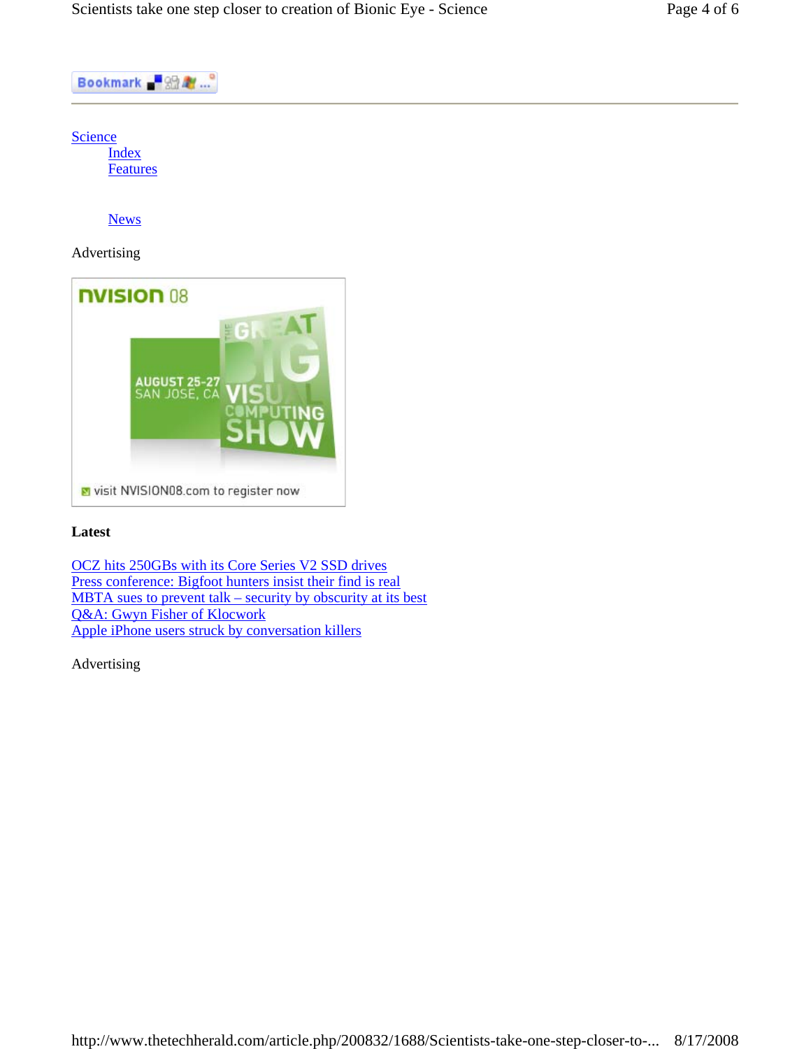Bookmark

Science
- Index
- Features
- News

Advertising

nVISION 08

AUGUST 25-27 SAN JOSE, CA

THE GREAT BIG VISUAL COMPUTING SHOW

visit NVISION08.com to register now

**Latest**

OCZ hits 250GBs with its Core Series V2 SSD drives
Press conference: Bigfoot hunters insist their find is real
MBTA sues to prevent talk – security by obscurity at its best
Q&A: Gwyn Fisher of Klocwork
Apple iPhone users struck by conversation killers

Advertising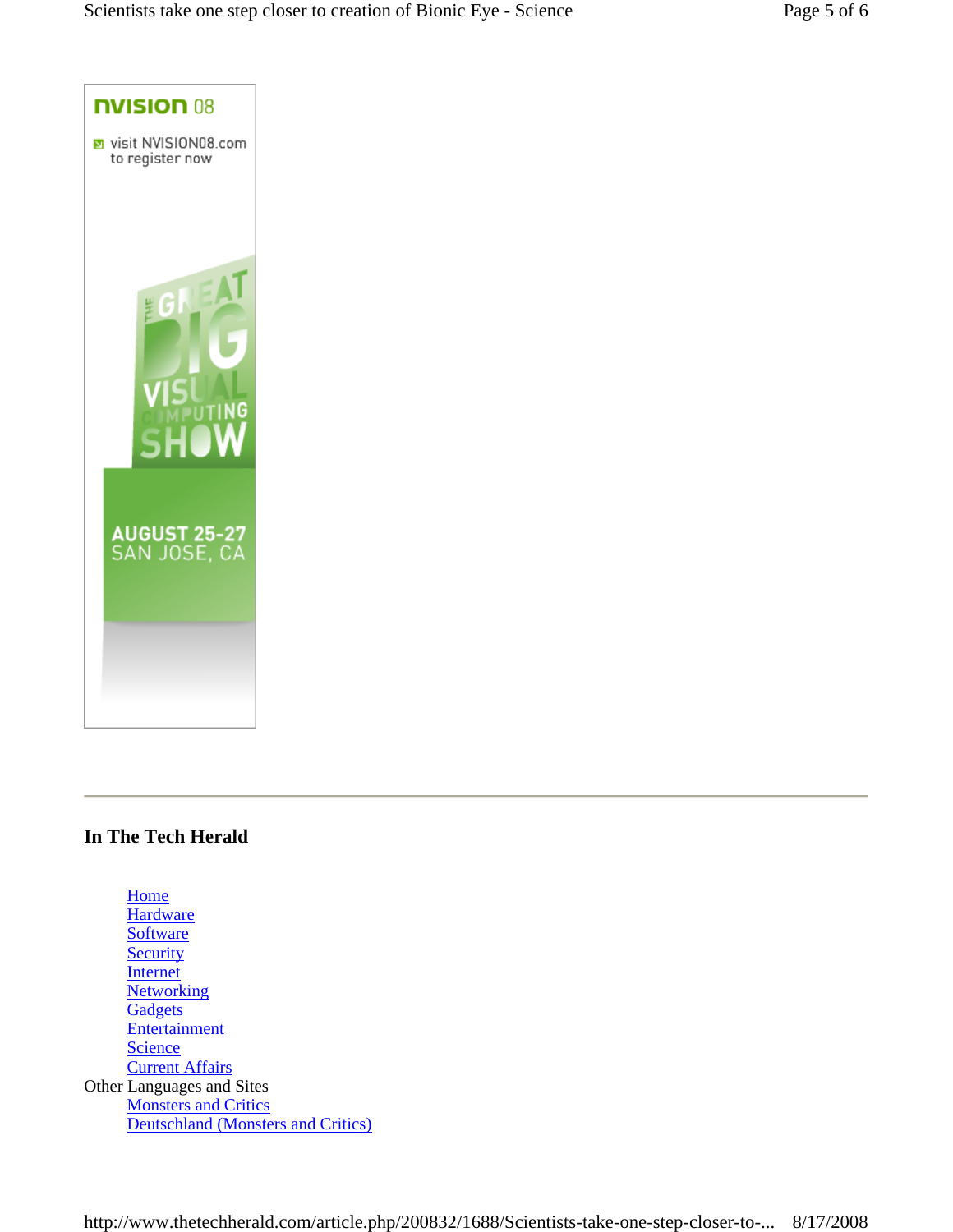NVISION 08

visit NVISION08.com to register now

THE GREAT BIG VISUAL COMPUTING SHOW

AUGUST 25-27
SAN JOSE, CA

---

### In The Tech Herald

- Home
- Hardware
- Software
- Security
- Internet
- Networking
- Gadgets
- Entertainment
- Science
- Current Affairs

Other Languages and Sites

- Monsters and Critics
- Deutschland (Monsters and Critics)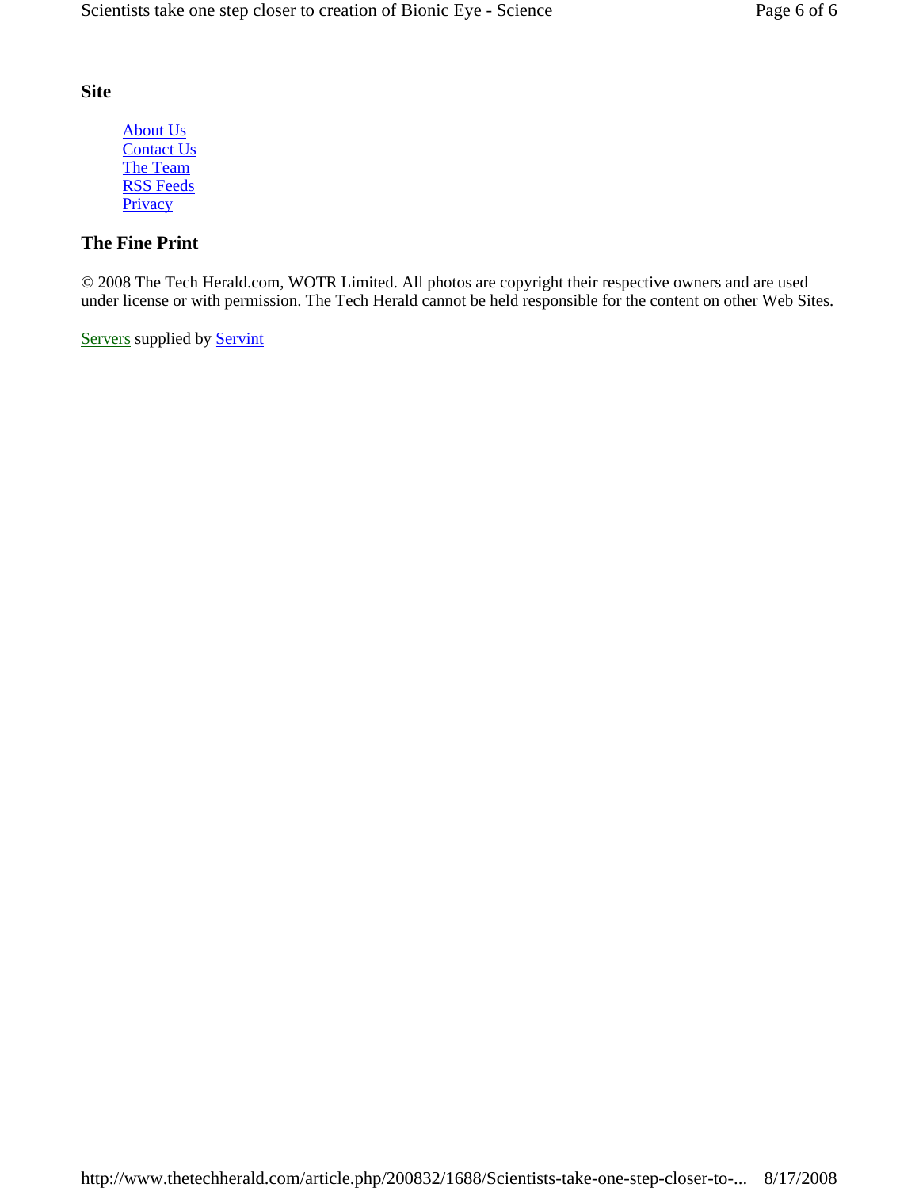## Site

- About Us
- Contact Us
- The Team
- RSS Feeds
- Privacy

## The Fine Print

© 2008 The Tech Herald.com, WOTR Limited. All photos are copyright their respective owners and are used under license or with permission. The Tech Herald cannot be held responsible for the content on other Web Sites.

Servers supplied by Servint